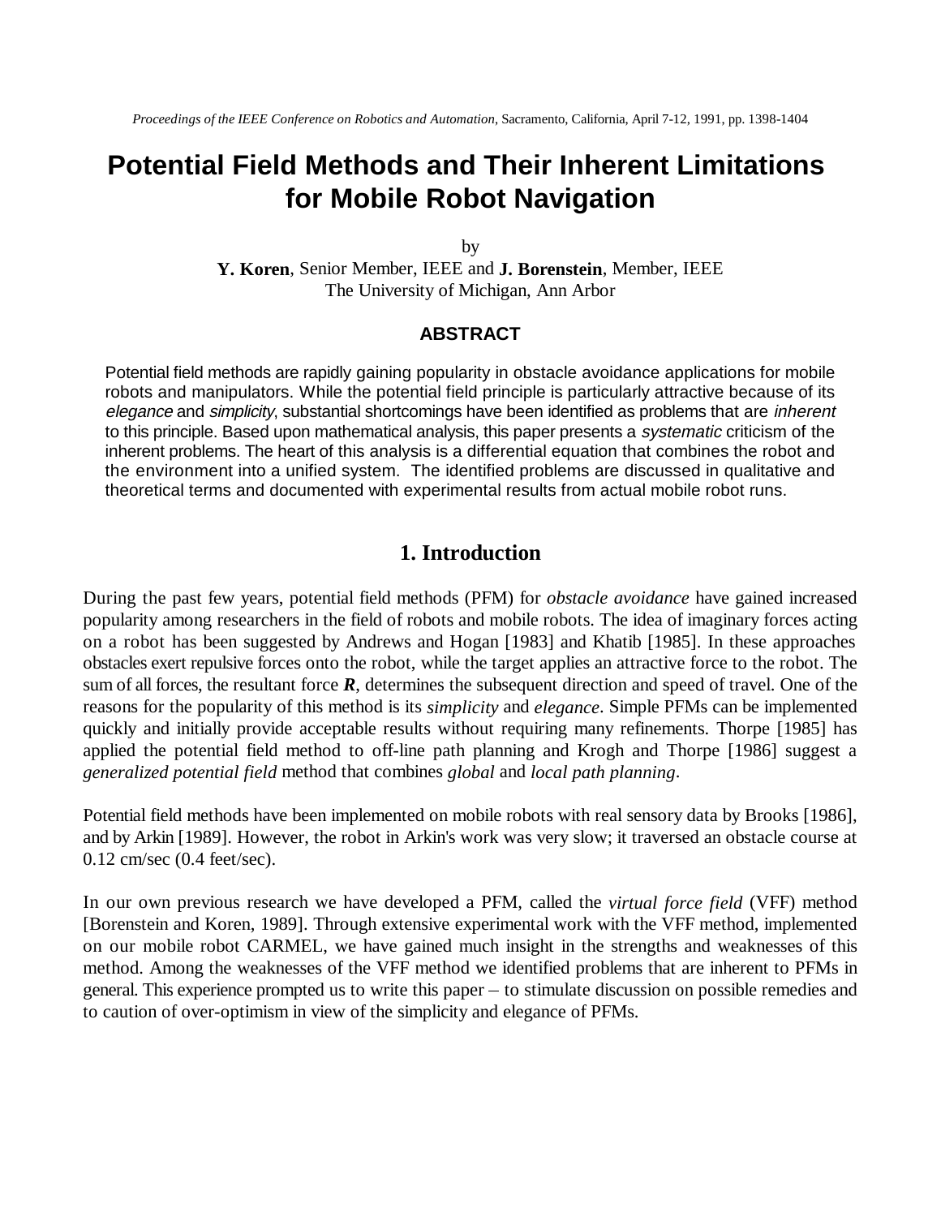*Proceedings of the IEEE Conference on Robotics and Automation*, Sacramento, California, April 7-12, 1991, pp. 1398-1404

# Potential Field Methods and Their Inherent Limitations for Mobile Robot Navigation

by

**Y. Koren**, Senior Member, IEEE and **J. Borenstein**, Member, IEEE
The University of Michigan, Ann Arbor

### ABSTRACT

Potential field methods are rapidly gaining popularity in obstacle avoidance applications for mobile robots and manipulators. While the potential field principle is particularly attractive because of its *elegance* and *simplicity*, substantial shortcomings have been identified as problems that are *inherent* to this principle. Based upon mathematical analysis, this paper presents a *systematic* criticism of the inherent problems. The heart of this analysis is a differential equation that combines the robot and the environment into a unified system. The identified problems are discussed in qualitative and theoretical terms and documented with experimental results from actual mobile robot runs.

## 1. Introduction

During the past few years, potential field methods (PFM) for *obstacle avoidance* have gained increased popularity among researchers in the field of robots and mobile robots. The idea of imaginary forces acting on a robot has been suggested by Andrews and Hogan [1983] and Khatib [1985]. In these approaches obstacles exert repulsive forces onto the robot, while the target applies an attractive force to the robot. The sum of all forces, the resultant force ***R***, determines the subsequent direction and speed of travel. One of the reasons for the popularity of this method is its *simplicity* and *elegance*. Simple PFMs can be implemented quickly and initially provide acceptable results without requiring many refinements. Thorpe [1985] has applied the potential field method to off-line path planning and Krogh and Thorpe [1986] suggest a *generalized potential field* method that combines *global* and *local path planning*.

Potential field methods have been implemented on mobile robots with real sensory data by Brooks [1986], and by Arkin [1989]. However, the robot in Arkin's work was very slow; it traversed an obstacle course at 0.12 cm/sec (0.4 feet/sec).

In our own previous research we have developed a PFM, called the *virtual force field* (VFF) method [Borenstein and Koren, 1989]. Through extensive experimental work with the VFF method, implemented on our mobile robot CARMEL, we have gained much insight in the strengths and weaknesses of this method. Among the weaknesses of the VFF method we identified problems that are inherent to PFMs in general. This experience prompted us to write this paper – to stimulate discussion on possible remedies and to caution of over-optimism in view of the simplicity and elegance of PFMs.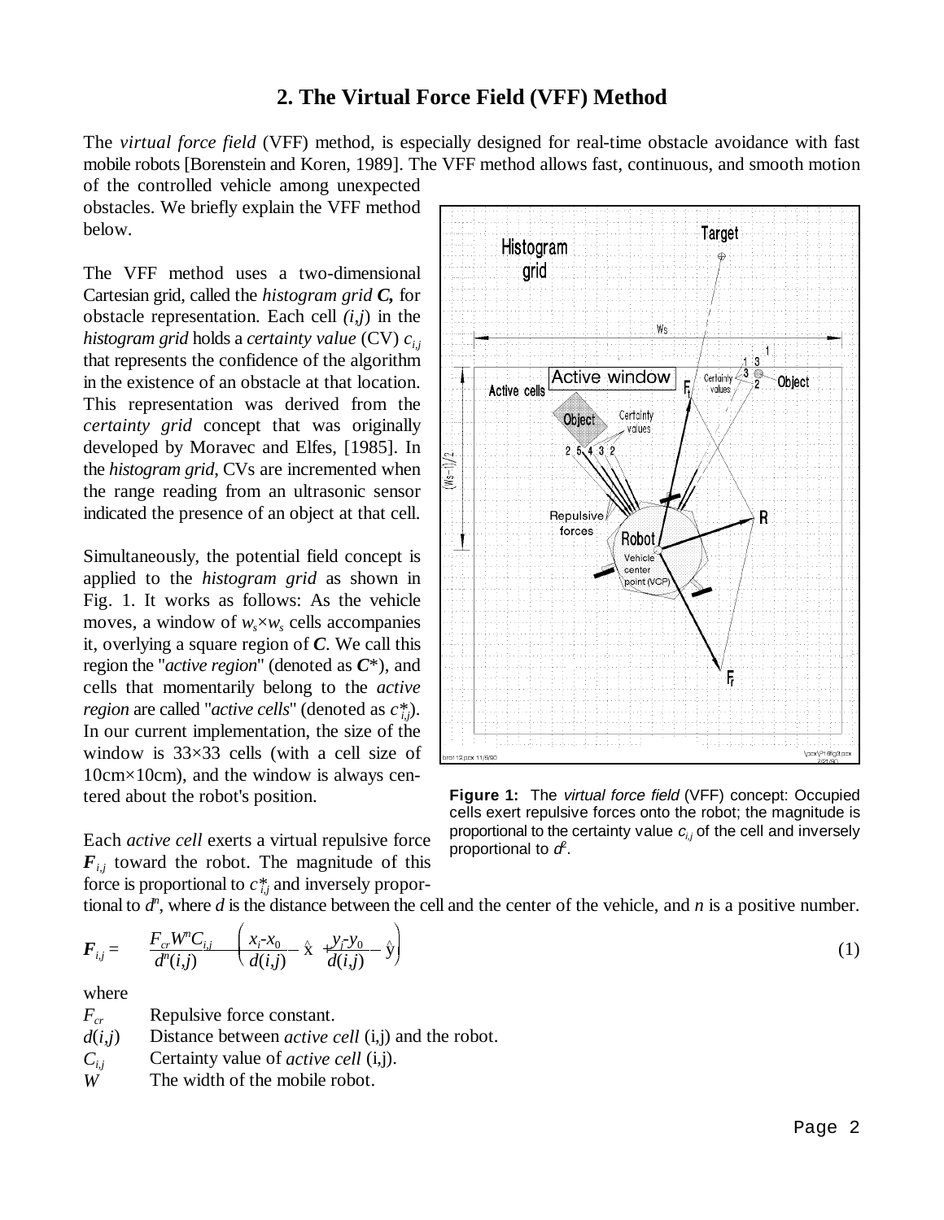## 2. The Virtual Force Field (VFF) Method

The *virtual force field* (VFF) method, is especially designed for real-time obstacle avoidance with fast mobile robots [Borenstein and Koren, 1989]. The VFF method allows fast, continuous, and smooth motion of the controlled vehicle among unexpected obstacles. We briefly explain the VFF method below.

The VFF method uses a two-dimensional Cartesian grid, called the *histogram grid* ***C***, for obstacle representation. Each cell $(i,j)$ in the *histogram grid* holds a *certainty value* (CV) $c_{i,j}$ that represents the confidence of the algorithm in the existence of an obstacle at that location. This representation was derived from the *certainty grid* concept that was originally developed by Moravec and Elfes, [1985]. In the *histogram grid*, CVs are incremented when the range reading from an ultrasonic sensor indicated the presence of an object at that cell.

Simultaneously, the potential field concept is applied to the *histogram grid* as shown in Fig. 1. It works as follows: As the vehicle moves, a window of $w_s \times w_s$ cells accompanies it, overlying a square region of ***C***. We call this region the "*active region*" (denoted as ***C****), and cells that momentarily belong to the *active region* are called "*active cells*" (denoted as $c^*_{i,j}$). In our current implementation, the size of the window is 33×33 cells (with a cell size of 10cm×10cm), and the window is always centered about the robot's position.

**Figure 1:** The *virtual force field* (VFF) concept: Occupied cells exert repulsive forces onto the robot; the magnitude is proportional to the certainty value $c_{i,j}$ of the cell and inversely proportional to $d^2$.

Each *active cell* exerts a virtual repulsive force $\boldsymbol{F}_{i,j}$ toward the robot. The magnitude of this force is proportional to $c^*_{i,j}$ and inversely proportional to $d^n$, where $d$ is the distance between the cell and the center of the vehicle, and $n$ is a positive number.

$$\boldsymbol{F}_{i,j} = \frac{F_{cr} W^n C_{i,j}}{d^n(i,j)} \left( \frac{x_i - x_0}{d(i,j)} \hat{x} + \frac{y_j - y_0}{d(i,j)} \hat{y} \right) \tag{1}$$

where

- $F_{cr}$ Repulsive force constant.
- $d(i,j)$ Distance between *active cell* (i,j) and the robot.
- $C_{i,j}$ Certainty value of *active cell* (i,j).
- $W$ The width of the mobile robot.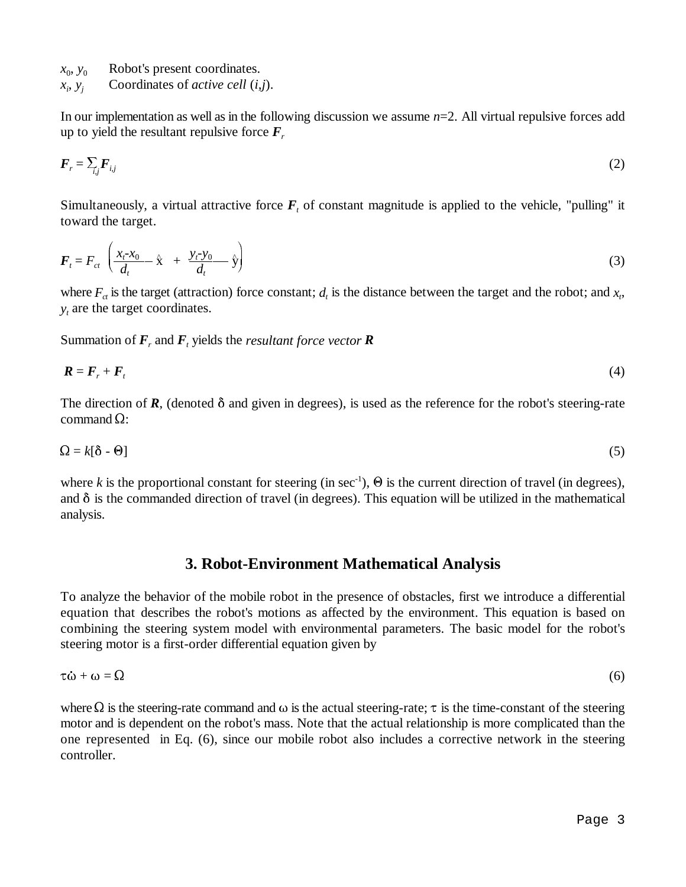$x_0$, $y_0$ Robot's present coordinates.
$x_i$, $y_j$ Coordinates of *active cell* ($i$,$j$).

In our implementation as well as in the following discussion we assume $n$=2. All virtual repulsive forces add up to yield the resultant repulsive force $\boldsymbol{F}_r$

$$\boldsymbol{F}_r = \sum_{i,j} \boldsymbol{F}_{i,j} \tag{2}$$

Simultaneously, a virtual attractive force $\boldsymbol{F}_t$ of constant magnitude is applied to the vehicle, "pulling" it toward the target.

$$\boldsymbol{F}_t = F_{ct} \left( \frac{x_t - x_0}{d_t} \hat{x} + \frac{y_t - y_0}{d_t} \hat{y} \right) \tag{3}$$

where $F_{ct}$ is the target (attraction) force constant; $d_t$ is the distance between the target and the robot; and $x_t$, $y_t$ are the target coordinates.

Summation of $\boldsymbol{F}_r$ and $\boldsymbol{F}_t$ yields the *resultant force vector* $\boldsymbol{R}$

$$\boldsymbol{R} = \boldsymbol{F}_r + \boldsymbol{F}_t \tag{4}$$

The direction of $\boldsymbol{R}$, (denoted $\delta$ and given in degrees), is used as the reference for the robot's steering-rate command $\Omega$:

$$\Omega = k[\delta - \Theta] \tag{5}$$

where $k$ is the proportional constant for steering (in $sec^{-1}$), $\Theta$ is the current direction of travel (in degrees), and $\delta$ is the commanded direction of travel (in degrees). This equation will be utilized in the mathematical analysis.

## 3. Robot-Environment Mathematical Analysis

To analyze the behavior of the mobile robot in the presence of obstacles, first we introduce a differential equation that describes the robot's motions as affected by the environment. This equation is based on combining the steering system model with environmental parameters. The basic model for the robot's steering motor is a first-order differential equation given by

$$\tau\dot{\omega} + \omega = \Omega \tag{6}$$

where $\Omega$ is the steering-rate command and $\omega$ is the actual steering-rate; $\tau$ is the time-constant of the steering motor and is dependent on the robot's mass. Note that the actual relationship is more complicated than the one represented in Eq. (6), since our mobile robot also includes a corrective network in the steering controller.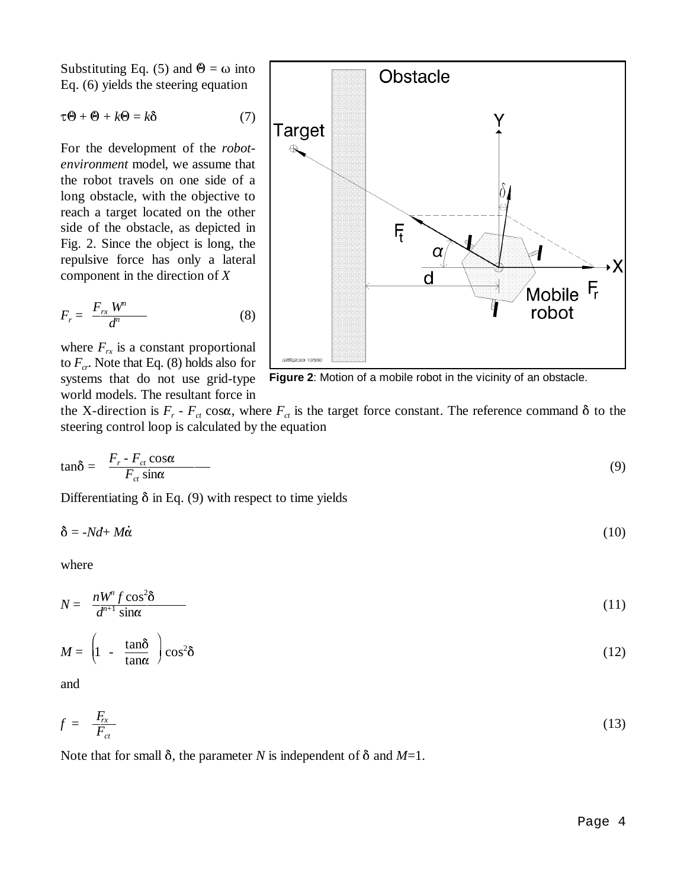Substituting Eq. (5) and $\Theta = \omega$ into Eq. (6) yields the steering equation

$$\tau\ddot{\Theta} + \dot{\Theta} + k\Theta = k\delta \tag{7}$$

For the development of the *robot-environment* model, we assume that the robot travels on one side of a long obstacle, with the objective to reach a target located on the other side of the obstacle, as depicted in Fig. 2. Since the object is long, the repulsive force has only a lateral component in the direction of *X*

$$F_r = \frac{F_{rx}\, W^n}{d^n} \tag{8}$$

where $F_{rx}$ is a constant proportional to $F_{cr}$. Note that Eq. (8) holds also for systems that do not use grid-type world models. The resultant force in the X-direction is $F_r$ - $F_{ct}\cos\alpha$, where $F_{ct}$ is the target force constant. The reference command $\delta$ to the steering control loop is calculated by the equation

**Figure 2**: Motion of a mobile robot in the vicinity of an obstacle.

$$\tan\delta = \frac{F_r - F_{ct}\cos\alpha}{F_{ct}\sin\alpha} \tag{9}$$

Differentiating $\delta$ in Eq. (9) with respect to time yields

$$\dot{\delta} = -N\dot{d} + M\dot{\alpha} \tag{10}$$

where

$$N = \frac{nW^n f \cos^2\delta}{d^{n+1}\sin\alpha} \tag{11}$$

$$M = \left(1 - \frac{\tan\delta}{\tan\alpha}\right)\cos^2\delta \tag{12}$$

and

$$f = \frac{F_{rx}}{F_{ct}} \tag{13}$$

Note that for small $\delta$, the parameter $N$ is independent of $\delta$ and $M$=1.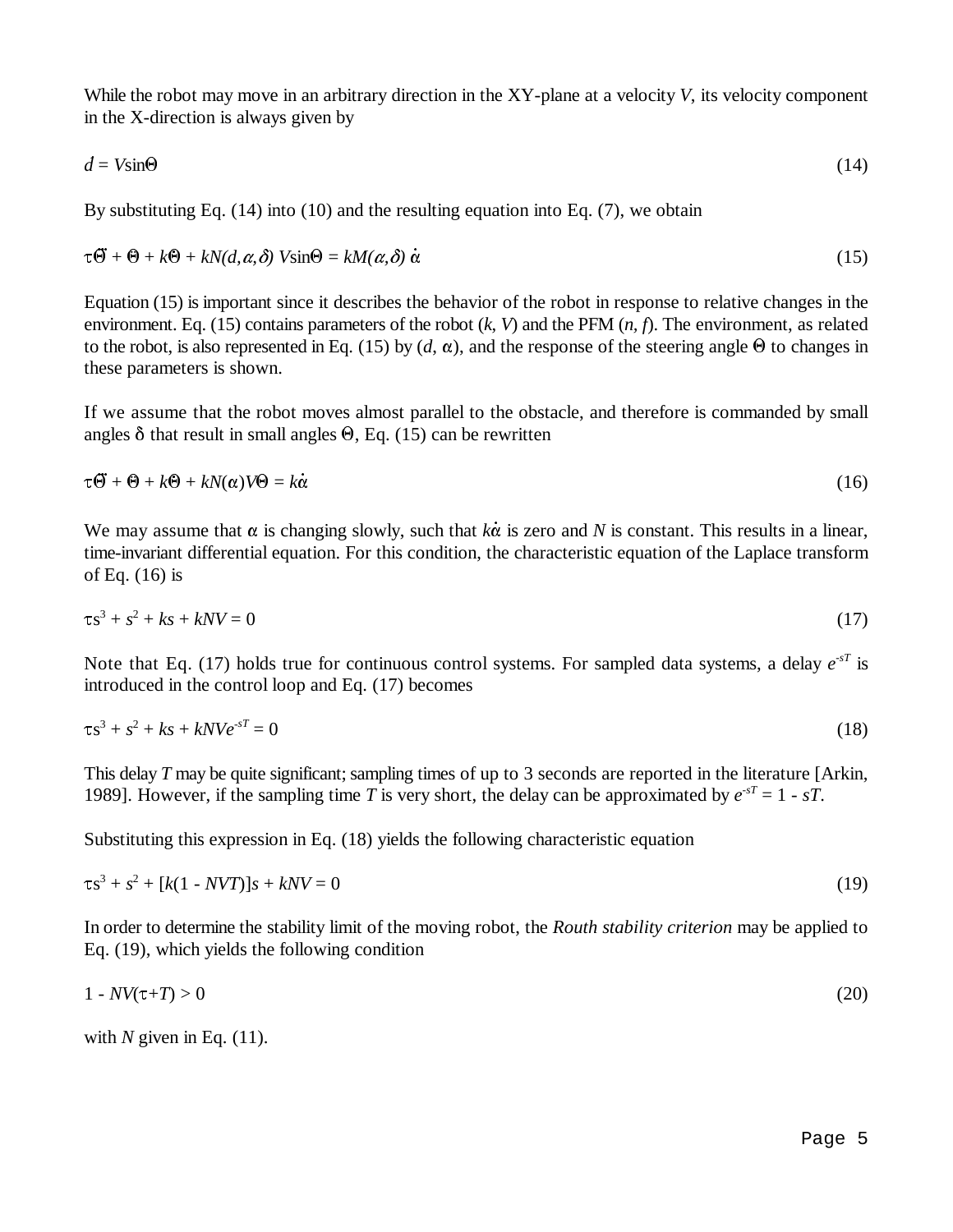While the robot may move in an arbitrary direction in the XY-plane at a velocity $V$, its velocity component in the X-direction is always given by

$$\dot{d} = V\sin\Theta \tag{14}$$

By substituting Eq. (14) into (10) and the resulting equation into Eq. (7), we obtain

$$\tau\dddot{\Theta} + \ddot{\Theta} + k\dot{\Theta} + kN(d,\alpha,\delta)\, V\sin\Theta = kM(\alpha,\delta)\,\dot{\alpha} \tag{15}$$

Equation (15) is important since it describes the behavior of the robot in response to relative changes in the environment. Eq. (15) contains parameters of the robot ($k$, $V$) and the PFM ($n$, $f$). The environment, as related to the robot, is also represented in Eq. (15) by ($d$, $\alpha$), and the response of the steering angle $\Theta$ to changes in these parameters is shown.

If we assume that the robot moves almost parallel to the obstacle, and therefore is commanded by small angles $\delta$ that result in small angles $\Theta$, Eq. (15) can be rewritten

$$\tau\dddot{\Theta} + \ddot{\Theta} + k\dot{\Theta} + kN(\alpha)V\Theta = k\dot{\alpha} \tag{16}$$

We may assume that $\alpha$ is changing slowly, such that $k\dot{\alpha}$ is zero and $N$ is constant. This results in a linear, time-invariant differential equation. For this condition, the characteristic equation of the Laplace transform of Eq. (16) is

$$\tau s^3 + s^2 + ks + kNV = 0 \tag{17}$$

Note that Eq. (17) holds true for continuous control systems. For sampled data systems, a delay $e^{-sT}$ is introduced in the control loop and Eq. (17) becomes

$$\tau s^3 + s^2 + ks + kNVe^{-sT} = 0 \tag{18}$$

This delay $T$ may be quite significant; sampling times of up to 3 seconds are reported in the literature [Arkin, 1989]. However, if the sampling time $T$ is very short, the delay can be approximated by $e^{-sT} = 1 - sT$.

Substituting this expression in Eq. (18) yields the following characteristic equation

$$\tau s^3 + s^2 + [k(1 - NVT)]s + kNV = 0 \tag{19}$$

In order to determine the stability limit of the moving robot, the *Routh stability criterion* may be applied to Eq. (19), which yields the following condition

$$1 - NV(\tau+T) > 0 \tag{20}$$

with $N$ given in Eq. (11).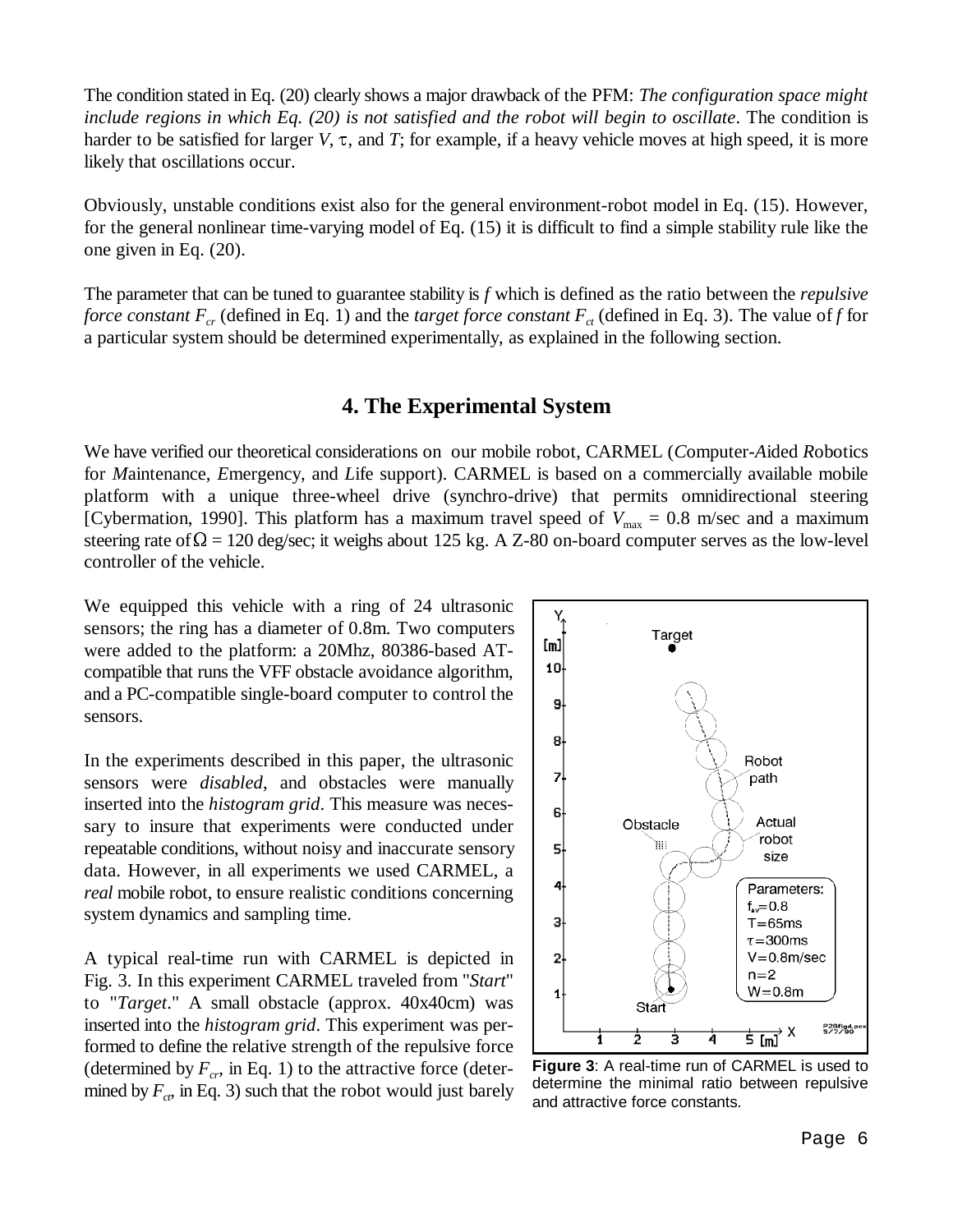The condition stated in Eq. (20) clearly shows a major drawback of the PFM: *The configuration space might include regions in which Eq. (20) is not satisfied and the robot will begin to oscillate*. The condition is harder to be satisfied for larger $V$, $\tau$, and $T$; for example, if a heavy vehicle moves at high speed, it is more likely that oscillations occur.

Obviously, unstable conditions exist also for the general environment-robot model in Eq. (15). However, for the general nonlinear time-varying model of Eq. (15) it is difficult to find a simple stability rule like the one given in Eq. (20).

The parameter that can be tuned to guarantee stability is $f$ which is defined as the ratio between the *repulsive force constant* $F_{cr}$ (defined in Eq. 1) and the *target force constant* $F_{ct}$ (defined in Eq. 3). The value of $f$ for a particular system should be determined experimentally, as explained in the following section.

## 4. The Experimental System

We have verified our theoretical considerations on our mobile robot, CARMEL (*C*omputer-*A*ided *R*obotics for *M*aintenance, *E*mergency, and *L*ife support). CARMEL is based on a commercially available mobile platform with a unique three-wheel drive (synchro-drive) that permits omnidirectional steering [Cybermation, 1990]. This platform has a maximum travel speed of $V_{max}$ = 0.8 m/sec and a maximum steering rate of $\Omega$ = 120 deg/sec; it weighs about 125 kg. A Z-80 on-board computer serves as the low-level controller of the vehicle.

We equipped this vehicle with a ring of 24 ultrasonic sensors; the ring has a diameter of 0.8m. Two computers were added to the platform: a 20Mhz, 80386-based AT-compatible that runs the VFF obstacle avoidance algorithm, and a PC-compatible single-board computer to control the sensors.

In the experiments described in this paper, the ultrasonic sensors were *disabled*, and obstacles were manually inserted into the *histogram grid*. This measure was necessary to insure that experiments were conducted under repeatable conditions, without noisy and inaccurate sensory data. However, in all experiments we used CARMEL, a *real* mobile robot, to ensure realistic conditions concerning system dynamics and sampling time.

A typical real-time run with CARMEL is depicted in Fig. 3. In this experiment CARMEL traveled from "*Start*" to "*Target*." A small obstacle (approx. 40x40cm) was inserted into the *histogram grid*. This experiment was performed to define the relative strength of the repulsive force (determined by $F_{cr}$, in Eq. 1) to the attractive force (determined by $F_{ct}$, in Eq. 3) such that the robot would just barely

**Figure 3**: A real-time run of CARMEL is used to determine the minimal ratio between repulsive and attractive force constants.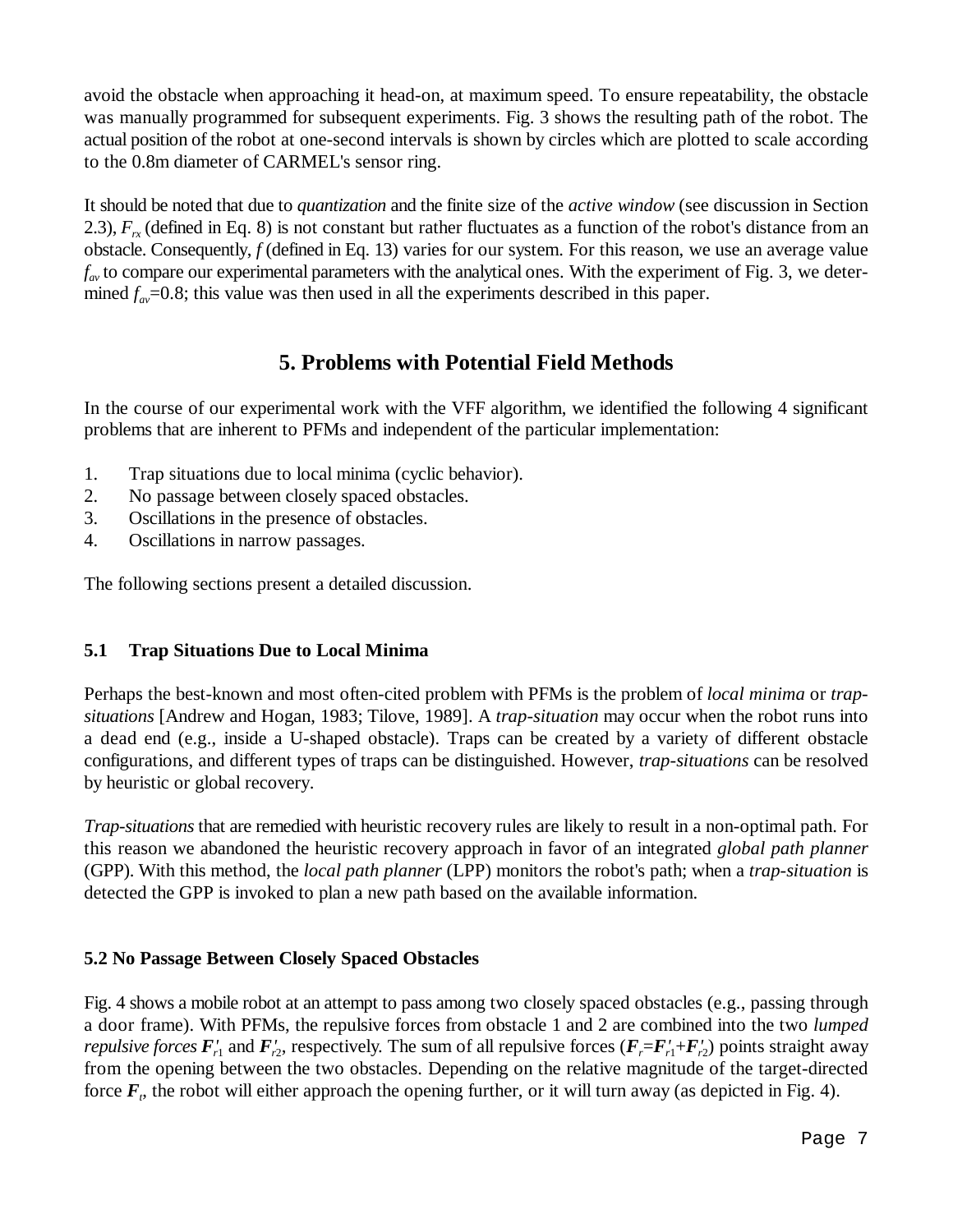avoid the obstacle when approaching it head-on, at maximum speed. To ensure repeatability, the obstacle was manually programmed for subsequent experiments. Fig. 3 shows the resulting path of the robot. The actual position of the robot at one-second intervals is shown by circles which are plotted to scale according to the 0.8m diameter of CARMEL's sensor ring.

It should be noted that due to *quantization* and the finite size of the *active window* (see discussion in Section 2.3), $F_{rx}$ (defined in Eq. 8) is not constant but rather fluctuates as a function of the robot's distance from an obstacle. Consequently, $f$ (defined in Eq. 13) varies for our system. For this reason, we use an average value $f_{av}$ to compare our experimental parameters with the analytical ones. With the experiment of Fig. 3, we determined $f_{av}$=0.8; this value was then used in all the experiments described in this paper.

## 5. Problems with Potential Field Methods

In the course of our experimental work with the VFF algorithm, we identified the following 4 significant problems that are inherent to PFMs and independent of the particular implementation:

1. Trap situations due to local minima (cyclic behavior).
2. No passage between closely spaced obstacles.
3. Oscillations in the presence of obstacles.
4. Oscillations in narrow passages.

The following sections present a detailed discussion.

### 5.1 Trap Situations Due to Local Minima

Perhaps the best-known and most often-cited problem with PFMs is the problem of *local minima* or *trap-situations* [Andrew and Hogan, 1983; Tilove, 1989]. A *trap-situation* may occur when the robot runs into a dead end (e.g., inside a U-shaped obstacle). Traps can be created by a variety of different obstacle configurations, and different types of traps can be distinguished. However, *trap-situations* can be resolved by heuristic or global recovery.

*Trap-situations* that are remedied with heuristic recovery rules are likely to result in a non-optimal path. For this reason we abandoned the heuristic recovery approach in favor of an integrated *global path planner* (GPP). With this method, the *local path planner* (LPP) monitors the robot's path; when a *trap-situation* is detected the GPP is invoked to plan a new path based on the available information.

### 5.2 No Passage Between Closely Spaced Obstacles

Fig. 4 shows a mobile robot at an attempt to pass among two closely spaced obstacles (e.g., passing through a door frame). With PFMs, the repulsive forces from obstacle 1 and 2 are combined into the two *lumped repulsive forces* $\boldsymbol{F}'_{r1}$ and $\boldsymbol{F}'_{r2}$, respectively. The sum of all repulsive forces ($\boldsymbol{F}_r$=$\boldsymbol{F}'_{r1}$+$\boldsymbol{F}'_{r2}$) points straight away from the opening between the two obstacles. Depending on the relative magnitude of the target-directed force $\boldsymbol{F}_t$, the robot will either approach the opening further, or it will turn away (as depicted in Fig. 4).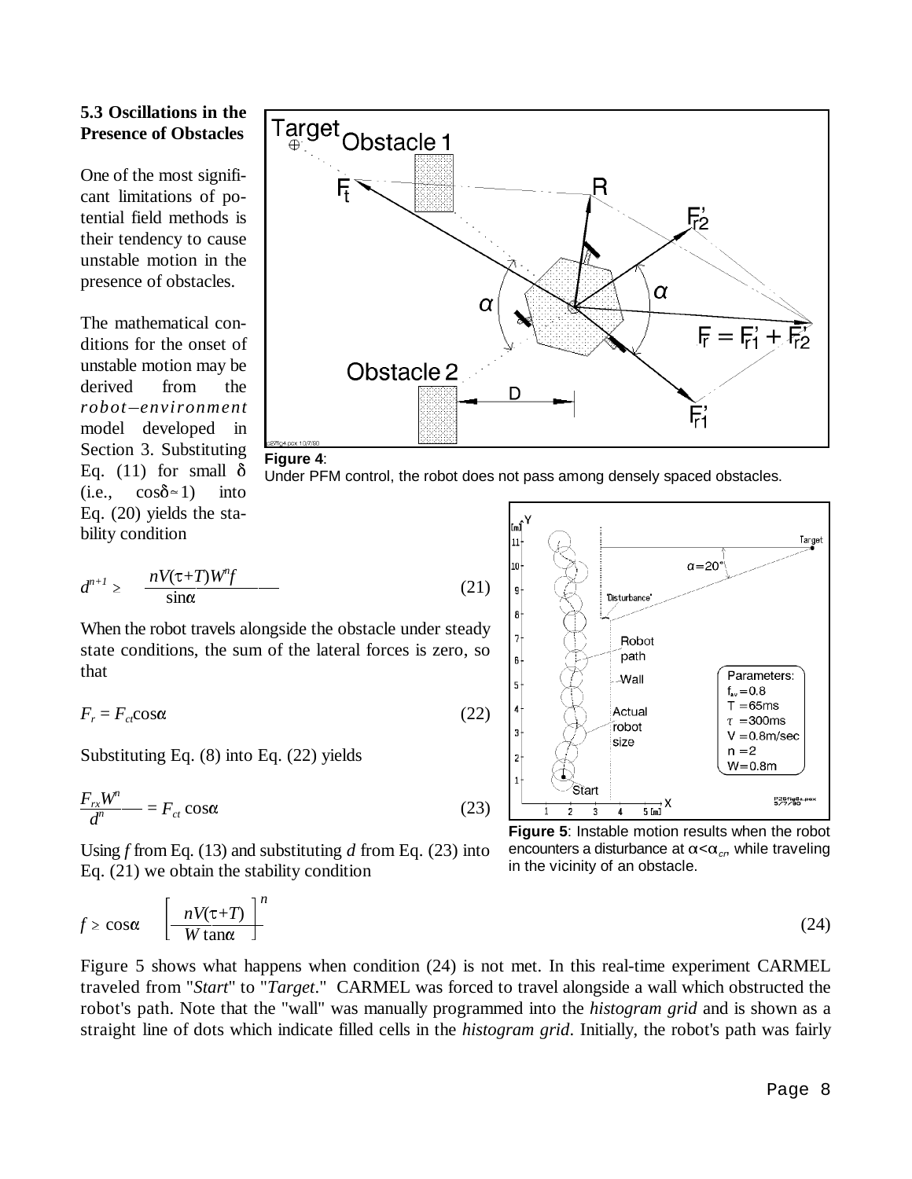### 5.3 Oscillations in the Presence of Obstacles

One of the most significant limitations of potential field methods is their tendency to cause unstable motion in the presence of obstacles.

The mathematical conditions for the onset of unstable motion may be derived from the *robot–environment* model developed in Section 3. Substituting Eq. (11) for small $\delta$ (i.e., $\cos\delta \approx 1$) into Eq. (20) yields the stability condition

$$d^{n+1} \geq \frac{nV(\tau+T)W^n f}{\sin\alpha} \tag{21}$$

**Figure 4**: Under PFM control, the robot does not pass among densely spaced obstacles.

When the robot travels alongside the obstacle under steady state conditions, the sum of the lateral forces is zero, so that

$$F_r = F_{ct}\cos\alpha \tag{22}$$

Substituting Eq. (8) into Eq. (22) yields

$$\frac{F_{rx}W^n}{d^n} = F_{ct}\cos\alpha \tag{23}$$

Using $f$ from Eq. (13) and substituting $d$ from Eq. (23) into Eq. (21) we obtain the stability condition

$$f \geq \cos\alpha \left[\frac{nV(\tau+T)}{W\tan\alpha}\right]^n \tag{24}$$

**Figure 5**: Instable motion results when the robot encounters a disturbance at $\alpha<\alpha_{cr}$, while traveling in the vicinity of an obstacle.

Figure 5 shows what happens when condition (24) is not met. In this real-time experiment CARMEL traveled from "*Start*" to "*Target*." CARMEL was forced to travel alongside a wall which obstructed the robot's path. Note that the "wall" was manually programmed into the *histogram grid* and is shown as a straight line of dots which indicate filled cells in the *histogram grid*. Initially, the robot's path was fairly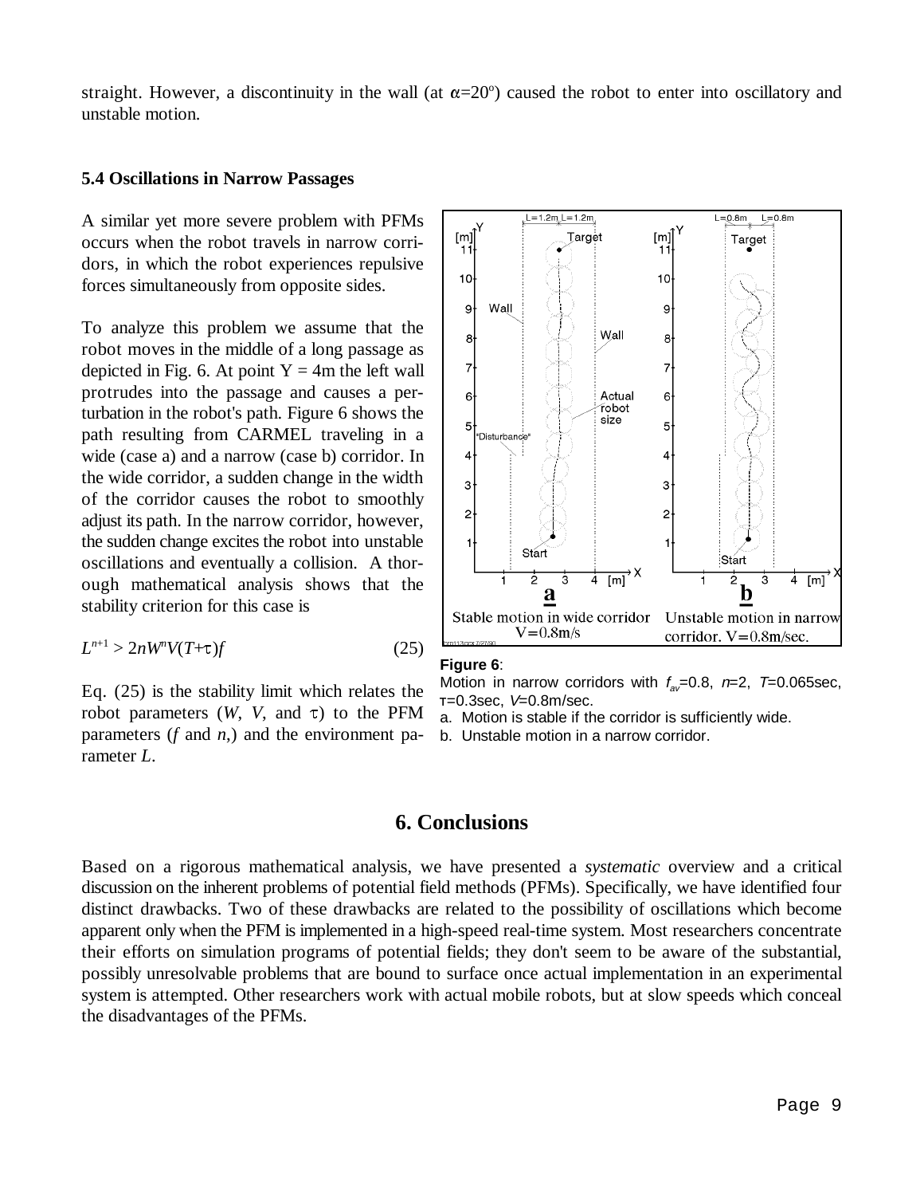straight. However, a discontinuity in the wall (at $\alpha$=20°) caused the robot to enter into oscillatory and unstable motion.

### 5.4 Oscillations in Narrow Passages

A similar yet more severe problem with PFMs occurs when the robot travels in narrow corridors, in which the robot experiences repulsive forces simultaneously from opposite sides.

To analyze this problem we assume that the robot moves in the middle of a long passage as depicted in Fig. 6. At point Y = 4m the left wall protrudes into the passage and causes a perturbation in the robot's path. Figure 6 shows the path resulting from CARMEL traveling in a wide (case a) and a narrow (case b) corridor. In the wide corridor, a sudden change in the width of the corridor causes the robot to smoothly adjust its path. In the narrow corridor, however, the sudden change excites the robot into unstable oscillations and eventually a collision. A thorough mathematical analysis shows that the stability criterion for this case is

$$L^{n+1} > 2nW^nV(T+\tau)f \qquad (25)$$

Eq. (25) is the stability limit which relates the robot parameters ($W$, $V$, and $\tau$) to the PFM parameters ($f$ and $n$,) and the environment parameter $L$.

**Figure 6**:
Motion in narrow corridors with $f_{av}$=0.8, $n$=2, $T$=0.065sec, $\tau$=0.3sec, $V$=0.8m/sec.
a. Motion is stable if the corridor is sufficiently wide.
b. Unstable motion in a narrow corridor.

## 6. Conclusions

Based on a rigorous mathematical analysis, we have presented a *systematic* overview and a critical discussion on the inherent problems of potential field methods (PFMs). Specifically, we have identified four distinct drawbacks. Two of these drawbacks are related to the possibility of oscillations which become apparent only when the PFM is implemented in a high-speed real-time system. Most researchers concentrate their efforts on simulation programs of potential fields; they don't seem to be aware of the substantial, possibly unresolvable problems that are bound to surface once actual implementation in an experimental system is attempted. Other researchers work with actual mobile robots, but at slow speeds which conceal the disadvantages of the PFMs.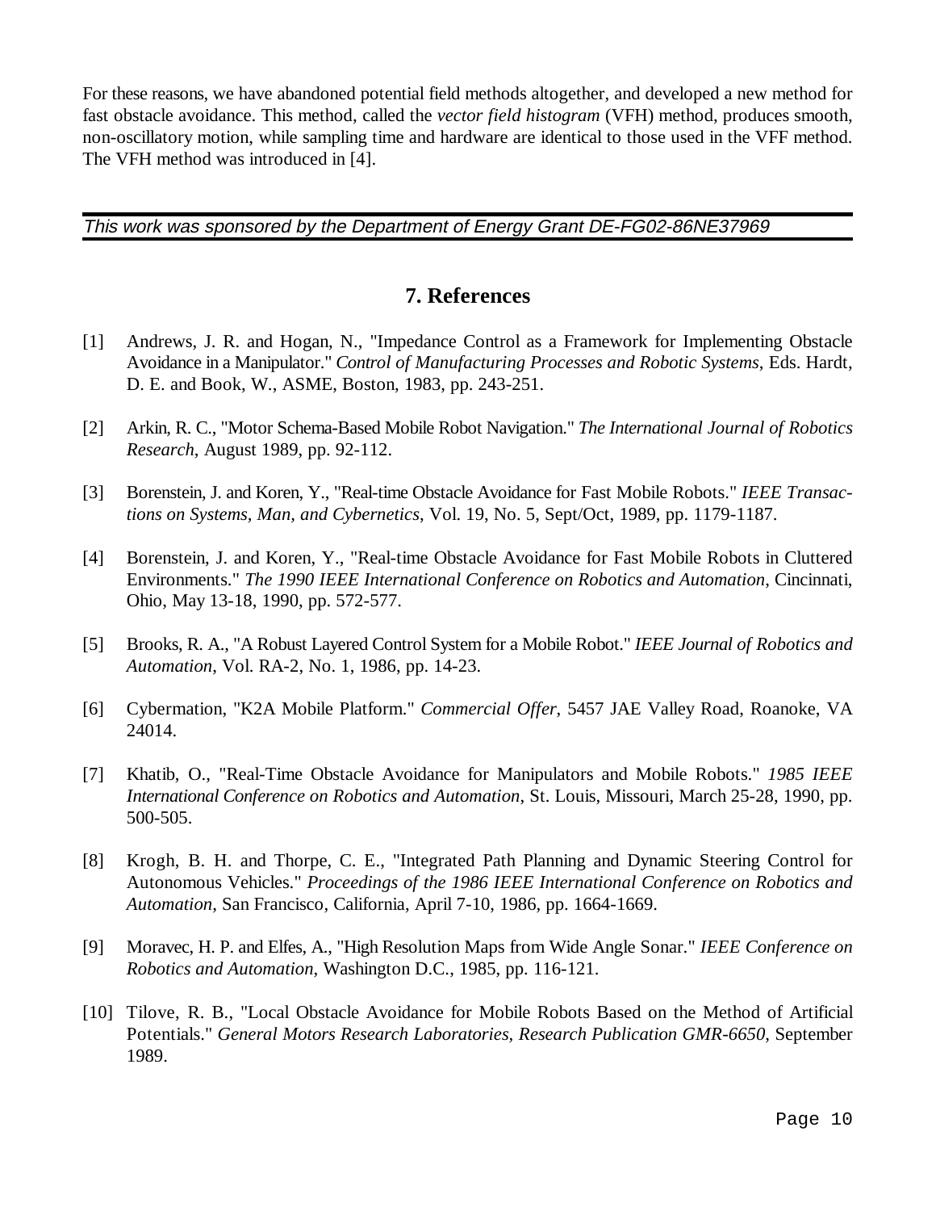For these reasons, we have abandoned potential field methods altogether, and developed a new method for fast obstacle avoidance. This method, called the *vector field histogram* (VFH) method, produces smooth, non-oscillatory motion, while sampling time and hardware are identical to those used in the VFF method. The VFH method was introduced in [4].

---

*This work was sponsored by the Department of Energy Grant DE-FG02-86NE37969*

---

## 7. References

[1] Andrews, J. R. and Hogan, N., "Impedance Control as a Framework for Implementing Obstacle Avoidance in a Manipulator." *Control of Manufacturing Processes and Robotic Systems*, Eds. Hardt, D. E. and Book, W., ASME, Boston, 1983, pp. 243-251.

[2] Arkin, R. C., "Motor Schema-Based Mobile Robot Navigation." *The International Journal of Robotics Research*, August 1989, pp. 92-112.

[3] Borenstein, J. and Koren, Y., "Real-time Obstacle Avoidance for Fast Mobile Robots." *IEEE Transactions on Systems, Man, and Cybernetics*, Vol. 19, No. 5, Sept/Oct, 1989, pp. 1179-1187.

[4] Borenstein, J. and Koren, Y., "Real-time Obstacle Avoidance for Fast Mobile Robots in Cluttered Environments." *The 1990 IEEE International Conference on Robotics and Automation*, Cincinnati, Ohio, May 13-18, 1990, pp. 572-577.

[5] Brooks, R. A., "A Robust Layered Control System for a Mobile Robot." *IEEE Journal of Robotics and Automation*, Vol. RA-2, No. 1, 1986, pp. 14-23.

[6] Cybermation, "K2A Mobile Platform." *Commercial Offer*, 5457 JAE Valley Road, Roanoke, VA 24014.

[7] Khatib, O., "Real-Time Obstacle Avoidance for Manipulators and Mobile Robots." *1985 IEEE International Conference on Robotics and Automation*, St. Louis, Missouri, March 25-28, 1990, pp. 500-505.

[8] Krogh, B. H. and Thorpe, C. E., "Integrated Path Planning and Dynamic Steering Control for Autonomous Vehicles." *Proceedings of the 1986 IEEE International Conference on Robotics and Automation*, San Francisco, California, April 7-10, 1986, pp. 1664-1669.

[9] Moravec, H. P. and Elfes, A., "High Resolution Maps from Wide Angle Sonar." *IEEE Conference on Robotics and Automation*, Washington D.C., 1985, pp. 116-121.

[10] Tilove, R. B., "Local Obstacle Avoidance for Mobile Robots Based on the Method of Artificial Potentials." *General Motors Research Laboratories, Research Publication GMR-6650*, September 1989.